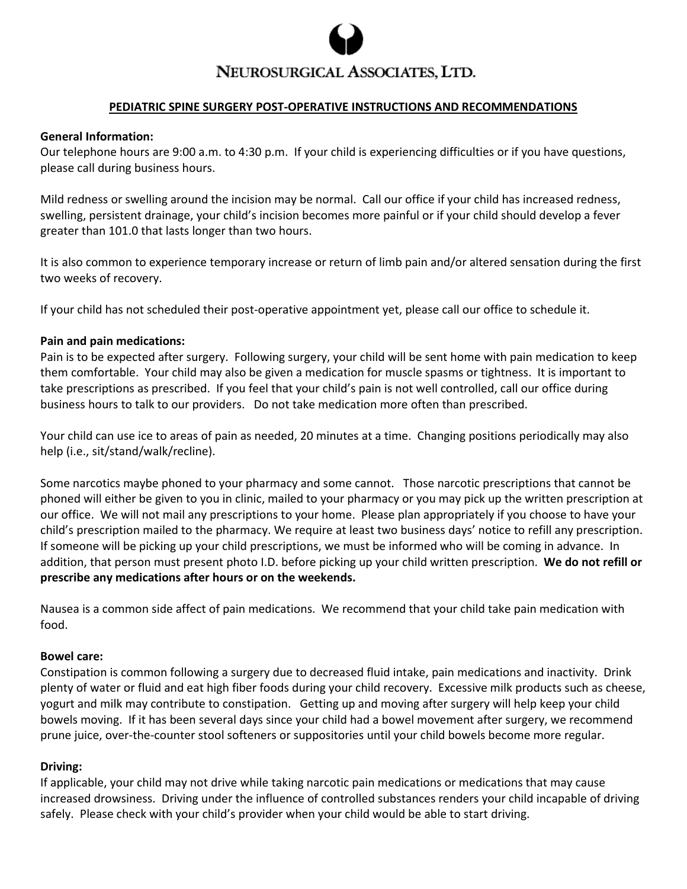# NEUROSURGICAL ASSOCIATES, LTD.

## PEDIATRIC SPINE SURGERY POST-OPERATIVE INSTRUCTIONS AND RECOMMENDATIONS

**General Information:**
Our telephone hours are 9:00 a.m. to 4:30 p.m. If your child is experiencing difficulties or if you have questions, please call during business hours.

Mild redness or swelling around the incision may be normal. Call our office if your child has increased redness, swelling, persistent drainage, your child's incision becomes more painful or if your child should develop a fever greater than 101.0 that lasts longer than two hours.

It is also common to experience temporary increase or return of limb pain and/or altered sensation during the first two weeks of recovery.

If your child has not scheduled their post-operative appointment yet, please call our office to schedule it.

**Pain and pain medications:**
Pain is to be expected after surgery. Following surgery, your child will be sent home with pain medication to keep them comfortable. Your child may also be given a medication for muscle spasms or tightness. It is important to take prescriptions as prescribed. If you feel that your child's pain is not well controlled, call our office during business hours to talk to our providers. Do not take medication more often than prescribed.

Your child can use ice to areas of pain as needed, 20 minutes at a time. Changing positions periodically may also help (i.e., sit/stand/walk/recline).

Some narcotics maybe phoned to your pharmacy and some cannot. Those narcotic prescriptions that cannot be phoned will either be given to you in clinic, mailed to your pharmacy or you may pick up the written prescription at our office. We will not mail any prescriptions to your home. Please plan appropriately if you choose to have your child's prescription mailed to the pharmacy. We require at least two business days' notice to refill any prescription. If someone will be picking up your child prescriptions, we must be informed who will be coming in advance. In addition, that person must present photo I.D. before picking up your child written prescription. **We do not refill or prescribe any medications after hours or on the weekends.**

Nausea is a common side affect of pain medications. We recommend that your child take pain medication with food.

**Bowel care:**
Constipation is common following a surgery due to decreased fluid intake, pain medications and inactivity. Drink plenty of water or fluid and eat high fiber foods during your child recovery. Excessive milk products such as cheese, yogurt and milk may contribute to constipation. Getting up and moving after surgery will help keep your child bowels moving. If it has been several days since your child had a bowel movement after surgery, we recommend prune juice, over-the-counter stool softeners or suppositories until your child bowels become more regular.

**Driving:**
If applicable, your child may not drive while taking narcotic pain medications or medications that may cause increased drowsiness. Driving under the influence of controlled substances renders your child incapable of driving safely. Please check with your child's provider when your child would be able to start driving.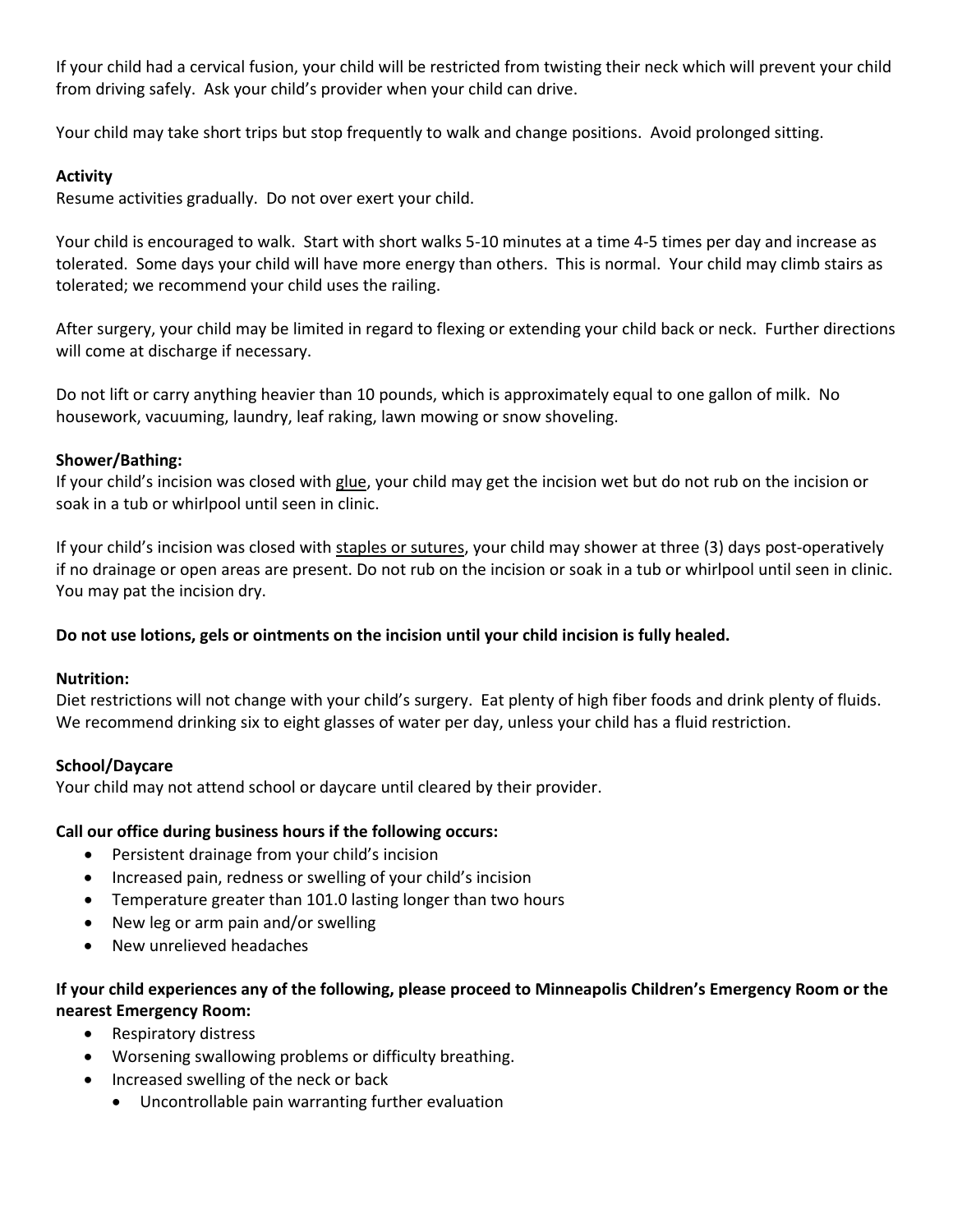If your child had a cervical fusion, your child will be restricted from twisting their neck which will prevent your child from driving safely. Ask your child's provider when your child can drive.

Your child may take short trips but stop frequently to walk and change positions. Avoid prolonged sitting.

**Activity**

Resume activities gradually. Do not over exert your child.

Your child is encouraged to walk. Start with short walks 5-10 minutes at a time 4-5 times per day and increase as tolerated. Some days your child will have more energy than others. This is normal. Your child may climb stairs as tolerated; we recommend your child uses the railing.

After surgery, your child may be limited in regard to flexing or extending your child back or neck. Further directions will come at discharge if necessary.

Do not lift or carry anything heavier than 10 pounds, which is approximately equal to one gallon of milk. No housework, vacuuming, laundry, leaf raking, lawn mowing or snow shoveling.

**Shower/Bathing:**

If your child's incision was closed with <u>glue</u>, your child may get the incision wet but do not rub on the incision or soak in a tub or whirlpool until seen in clinic.

If your child's incision was closed with <u>staples or sutures</u>, your child may shower at three (3) days post-operatively if no drainage or open areas are present. Do not rub on the incision or soak in a tub or whirlpool until seen in clinic. You may pat the incision dry.

**Do not use lotions, gels or ointments on the incision until your child incision is fully healed.**

**Nutrition:**

Diet restrictions will not change with your child's surgery. Eat plenty of high fiber foods and drink plenty of fluids. We recommend drinking six to eight glasses of water per day, unless your child has a fluid restriction.

**School/Daycare**

Your child may not attend school or daycare until cleared by their provider.

**Call our office during business hours if the following occurs:**

- Persistent drainage from your child's incision
- Increased pain, redness or swelling of your child's incision
- Temperature greater than 101.0 lasting longer than two hours
- New leg or arm pain and/or swelling
- New unrelieved headaches

**If your child experiences any of the following, please proceed to Minneapolis Children's Emergency Room or the nearest Emergency Room:**

- Respiratory distress
- Worsening swallowing problems or difficulty breathing.
- Increased swelling of the neck or back
  - Uncontrollable pain warranting further evaluation